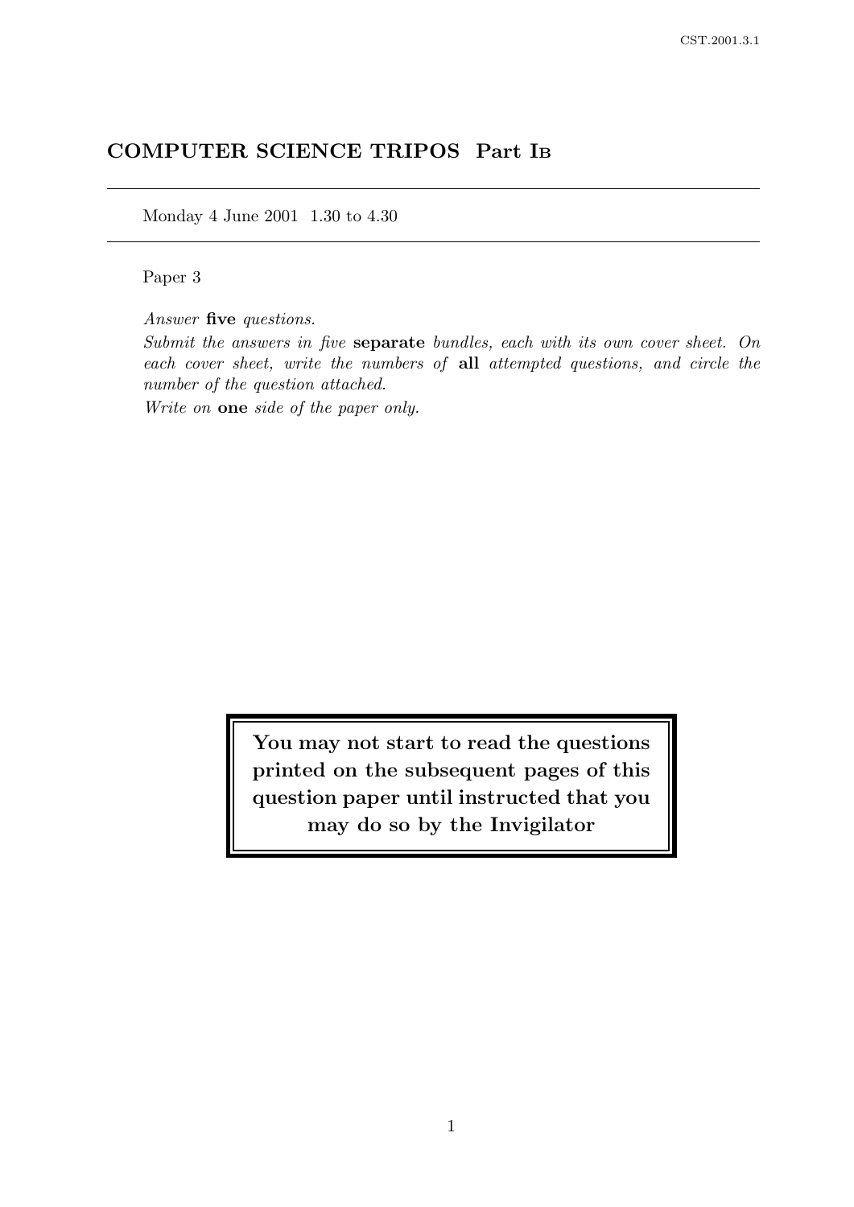# COMPUTER SCIENCE TRIPOS Part IB

Monday 4 June 2001 1.30 to 4.30

Paper 3

*Answer* **five** *questions.*

*Submit the answers in five* **separate** *bundles, each with its own cover sheet. On each cover sheet, write the numbers of* **all** *attempted questions, and circle the number of the question attached.*

*Write on* **one** *side of the paper only.*

**You may not start to read the questions printed on the subsequent pages of this question paper until instructed that you may do so by the Invigilator**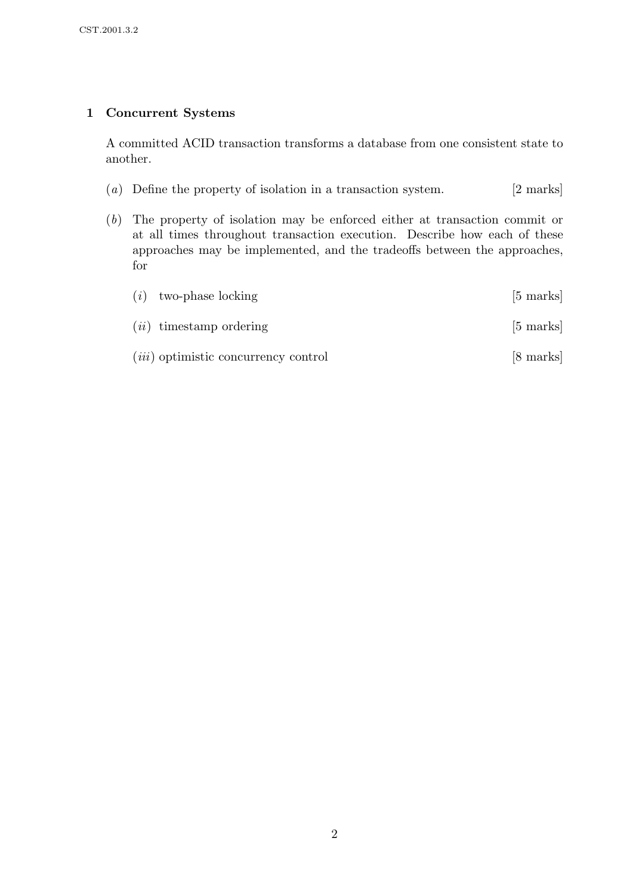## 1 Concurrent Systems

A committed ACID transaction transforms a database from one consistent state to another.

(*a*) Define the property of isolation in a transaction system. [2 marks]

(*b*) The property of isolation may be enforced either at transaction commit or at all times throughout transaction execution. Describe how each of these approaches may be implemented, and the tradeoffs between the approaches, for

(*i*) two-phase locking [5 marks]

(*ii*) timestamp ordering [5 marks]

(*iii*) optimistic concurrency control [8 marks]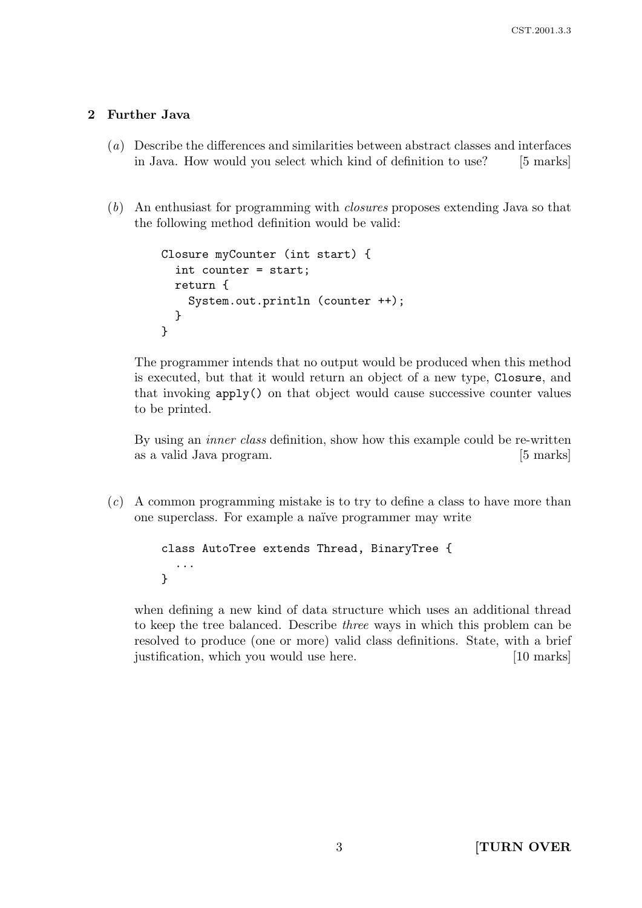## 2 Further Java

(*a*) Describe the differences and similarities between abstract classes and interfaces in Java. How would you select which kind of definition to use? [5 marks]

(*b*) An enthusiast for programming with *closures* proposes extending Java so that the following method definition would be valid:

```
Closure myCounter (int start) {
  int counter = start;
  return {
    System.out.println (counter ++);
  }
}
```

The programmer intends that no output would be produced when this method is executed, but that it would return an object of a new type, `Closure`, and that invoking `apply()` on that object would cause successive counter values to be printed.

By using an *inner class* definition, show how this example could be re-written as a valid Java program. [5 marks]

(*c*) A common programming mistake is to try to define a class to have more than one superclass. For example a naïve programmer may write

```
class AutoTree extends Thread, BinaryTree {
  ...
}
```

when defining a new kind of data structure which uses an additional thread to keep the tree balanced. Describe *three* ways in which this problem can be resolved to produce (one or more) valid class definitions. State, with a brief justification, which you would use here. [10 marks]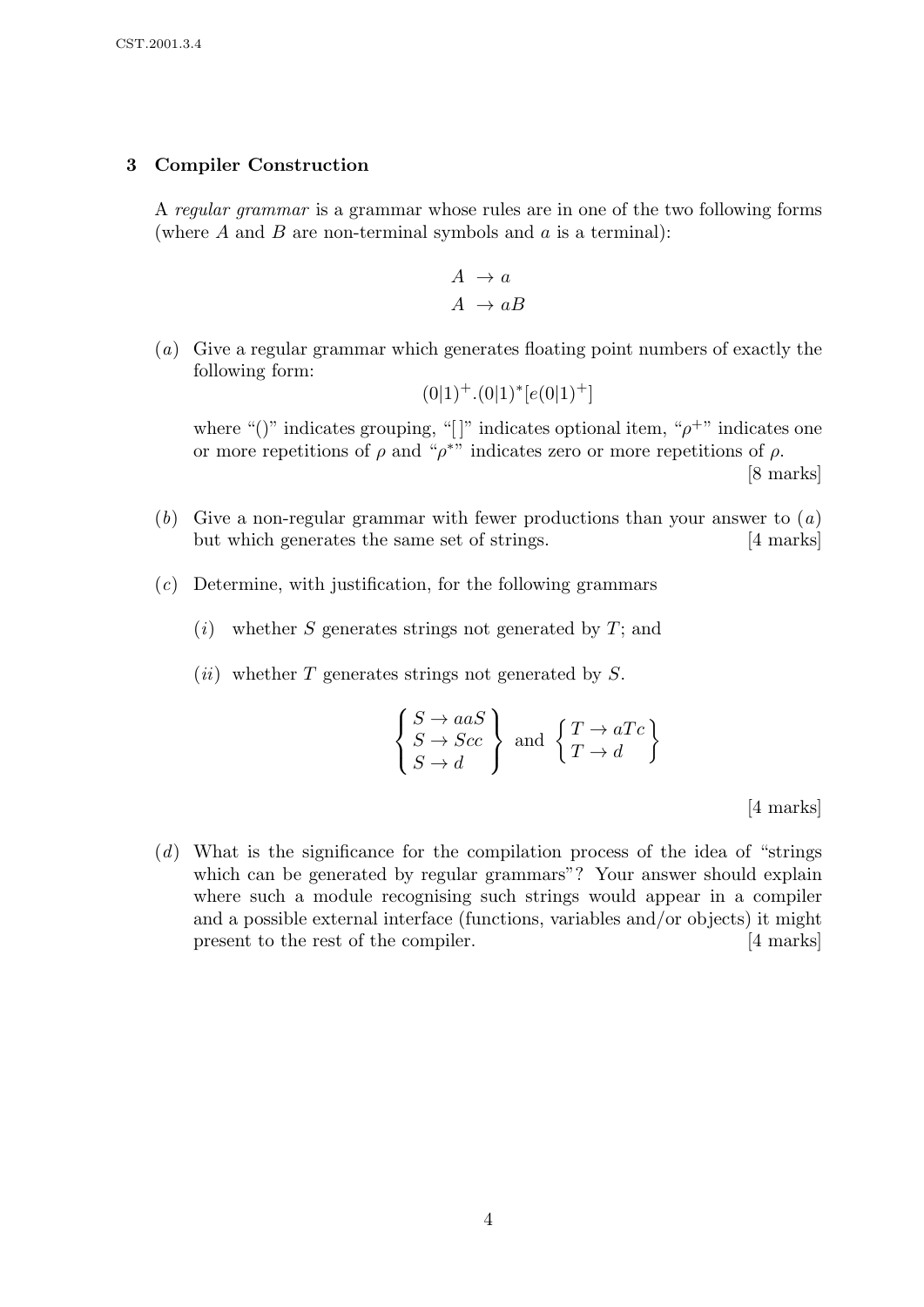## 3 Compiler Construction

A *regular grammar* is a grammar whose rules are in one of the two following forms (where $A$ and $B$ are non-terminal symbols and $a$ is a terminal):

$$\begin{aligned} A &\rightarrow a \\ A &\rightarrow aB \end{aligned}$$

(*a*) Give a regular grammar which generates floating point numbers of exactly the following form:

$$(0|1)^+.(0|1)^*[e(0|1)^+]$$

where "()" indicates grouping, "[ ]" indicates optional item, "$\rho^+$" indicates one or more repetitions of $\rho$ and "$\rho^*$" indicates zero or more repetitions of $\rho$. [8 marks]

(*b*) Give a non-regular grammar with fewer productions than your answer to (*a*) but which generates the same set of strings. [4 marks]

(*c*) Determine, with justification, for the following grammars

(*i*) whether $S$ generates strings not generated by $T$; and

(*ii*) whether $T$ generates strings not generated by $S$.

$$\left\{ \begin{array}{l} S \rightarrow aaS \\ S \rightarrow Scc \\ S \rightarrow d \end{array} \right\} \text{ and } \left\{ \begin{array}{l} T \rightarrow aTc \\ T \rightarrow d \end{array} \right\}$$

[4 marks]

(*d*) What is the significance for the compilation process of the idea of "strings which can be generated by regular grammars"? Your answer should explain where such a module recognising such strings would appear in a compiler and a possible external interface (functions, variables and/or objects) it might present to the rest of the compiler. [4 marks]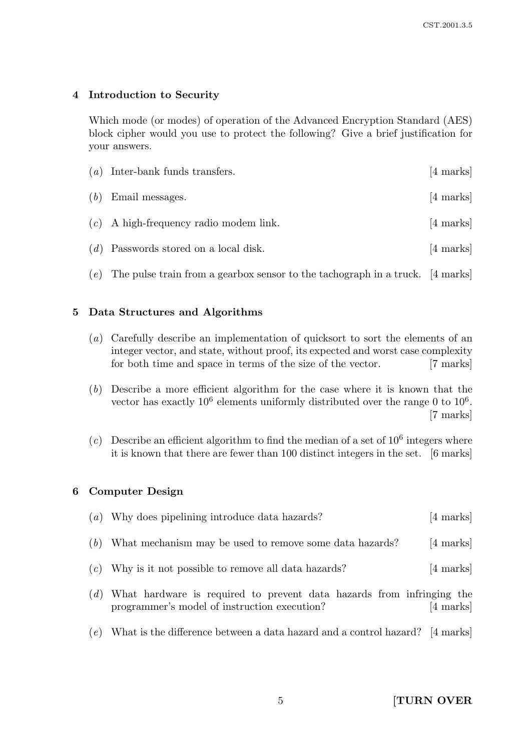## 4 Introduction to Security

Which mode (or modes) of operation of the Advanced Encryption Standard (AES) block cipher would you use to protect the following? Give a brief justification for your answers.

(*a*) Inter-bank funds transfers. [4 marks]

(*b*) Email messages. [4 marks]

(*c*) A high-frequency radio modem link. [4 marks]

(*d*) Passwords stored on a local disk. [4 marks]

(*e*) The pulse train from a gearbox sensor to the tachograph in a truck. [4 marks]

## 5 Data Structures and Algorithms

(*a*) Carefully describe an implementation of quicksort to sort the elements of an integer vector, and state, without proof, its expected and worst case complexity for both time and space in terms of the size of the vector. [7 marks]

(*b*) Describe a more efficient algorithm for the case where it is known that the vector has exactly $10^6$ elements uniformly distributed over the range 0 to $10^6$. [7 marks]

(*c*) Describe an efficient algorithm to find the median of a set of $10^6$ integers where it is known that there are fewer than 100 distinct integers in the set. [6 marks]

## 6 Computer Design

(*a*) Why does pipelining introduce data hazards? [4 marks]

(*b*) What mechanism may be used to remove some data hazards? [4 marks]

(*c*) Why is it not possible to remove all data hazards? [4 marks]

(*d*) What hardware is required to prevent data hazards from infringing the programmer's model of instruction execution? [4 marks]

(*e*) What is the difference between a data hazard and a control hazard? [4 marks]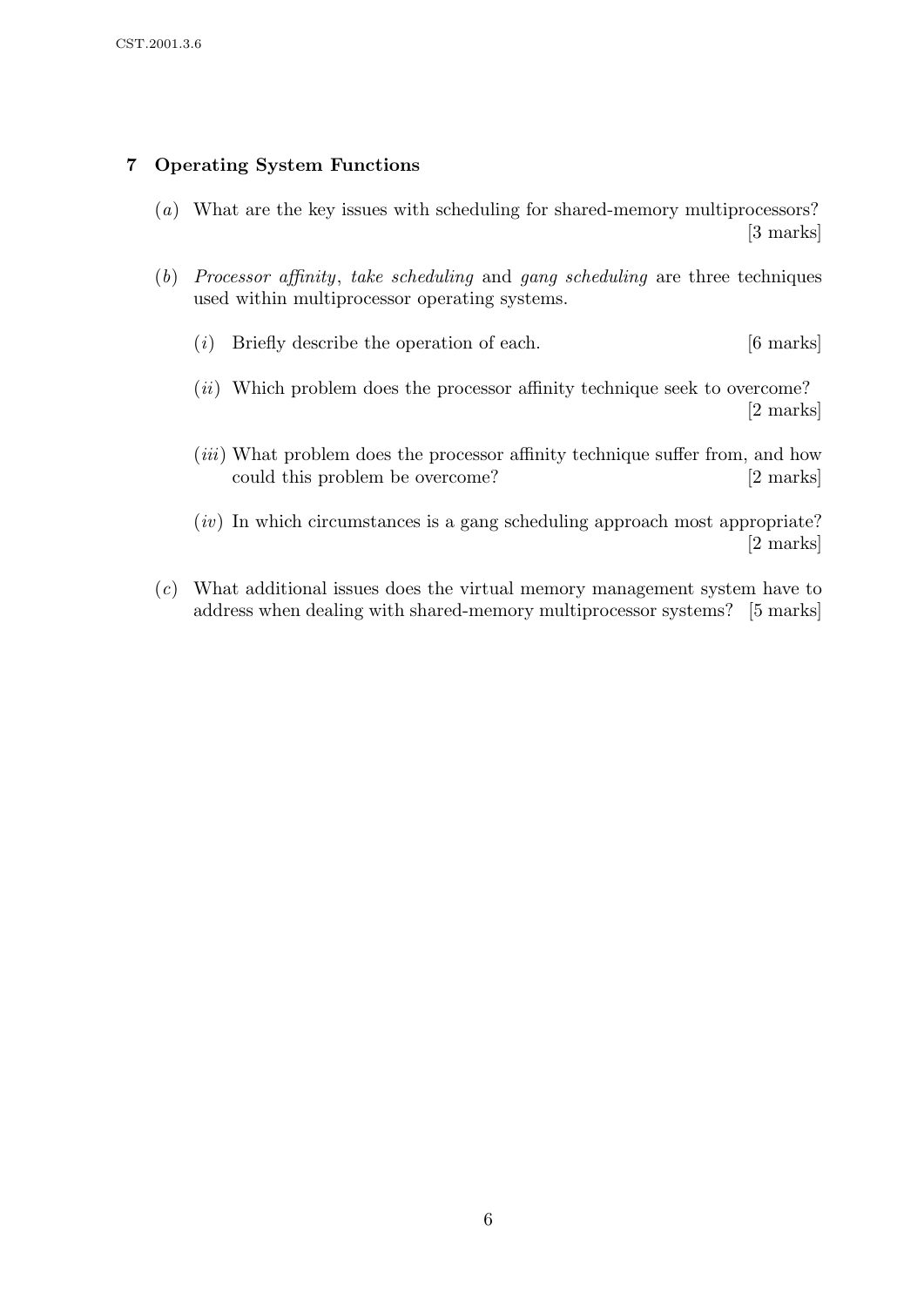## 7 Operating System Functions

(*a*) What are the key issues with scheduling for shared-memory multiprocessors? [3 marks]

(*b*) *Processor affinity*, *take scheduling* and *gang scheduling* are three techniques used within multiprocessor operating systems.

(*i*) Briefly describe the operation of each. [6 marks]

(*ii*) Which problem does the processor affinity technique seek to overcome? [2 marks]

(*iii*) What problem does the processor affinity technique suffer from, and how could this problem be overcome? [2 marks]

(*iv*) In which circumstances is a gang scheduling approach most appropriate? [2 marks]

(*c*) What additional issues does the virtual memory management system have to address when dealing with shared-memory multiprocessor systems? [5 marks]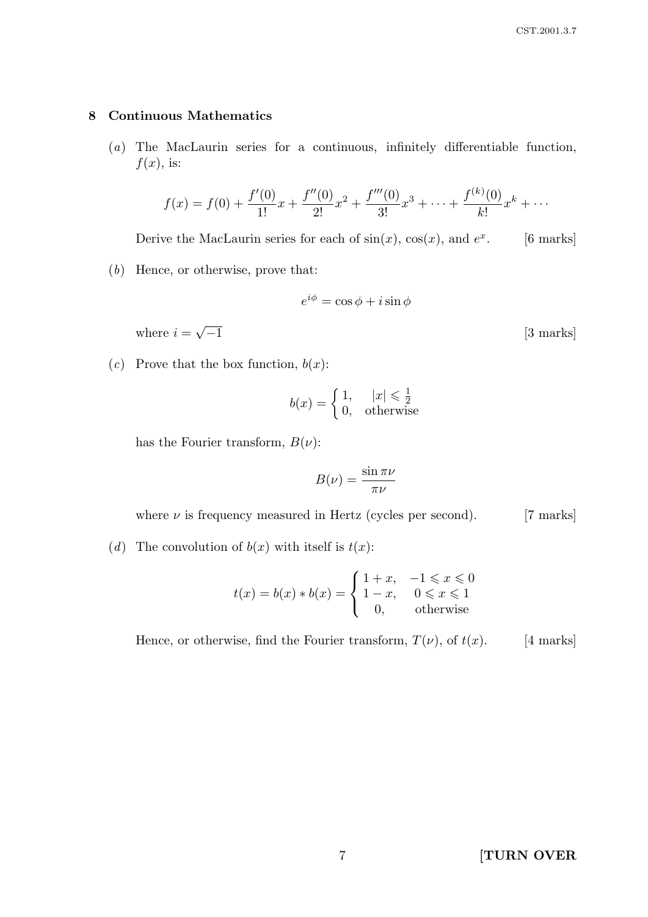## 8 Continuous Mathematics

(*a*) The MacLaurin series for a continuous, infinitely differentiable function, $f(x)$, is:

$$f(x) = f(0) + \frac{f'(0)}{1!}x + \frac{f''(0)}{2!}x^2 + \frac{f'''(0)}{3!}x^3 + \cdots + \frac{f^{(k)}(0)}{k!}x^k + \cdots$$

Derive the MacLaurin series for each of $\sin(x)$, $\cos(x)$, and $e^x$. [6 marks]

(*b*) Hence, or otherwise, prove that:

$$e^{i\phi} = \cos\phi + i\sin\phi$$

where $i = \sqrt{-1}$ [3 marks]

(*c*) Prove that the box function, $b(x)$:

$$b(x) = \begin{cases} 1, & |x| \leqslant \frac{1}{2} \\ 0, & \text{otherwise} \end{cases}$$

has the Fourier transform, $B(\nu)$:

$$B(\nu) = \frac{\sin \pi\nu}{\pi\nu}$$

where $\nu$ is frequency measured in Hertz (cycles per second). [7 marks]

(*d*) The convolution of $b(x)$ with itself is $t(x)$:

$$t(x) = b(x) * b(x) = \begin{cases} 1 + x, & -1 \leqslant x \leqslant 0 \\ 1 - x, & 0 \leqslant x \leqslant 1 \\ 0, & \text{otherwise} \end{cases}$$

Hence, or otherwise, find the Fourier transform, $T(\nu)$, of $t(x)$. [4 marks]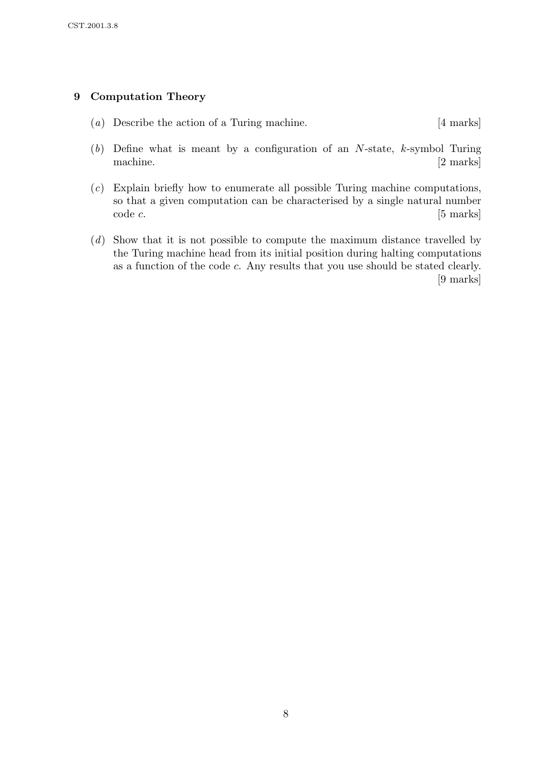## 9 Computation Theory

(*a*) Describe the action of a Turing machine. [4 marks]

(*b*) Define what is meant by a configuration of an $N$-state, $k$-symbol Turing machine. [2 marks]

(*c*) Explain briefly how to enumerate all possible Turing machine computations, so that a given computation can be characterised by a single natural number code $c$. [5 marks]

(*d*) Show that it is not possible to compute the maximum distance travelled by the Turing machine head from its initial position during halting computations as a function of the code $c$. Any results that you use should be stated clearly. [9 marks]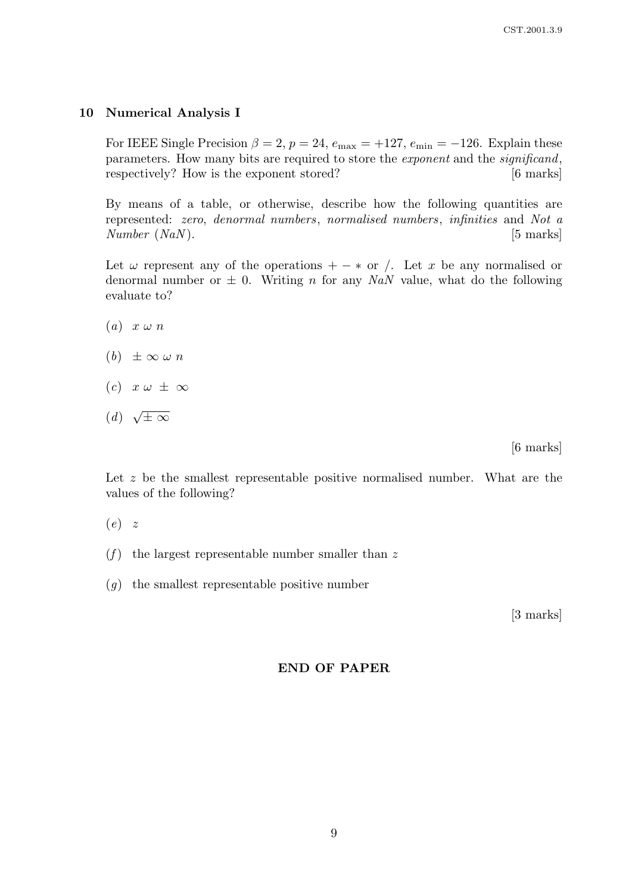## 10 Numerical Analysis I

For IEEE Single Precision $\beta = 2$, $p = 24$, $e_{\max} = +127$, $e_{\min} = -126$. Explain these parameters. How many bits are required to store the *exponent* and the *significand*, respectively? How is the exponent stored? [6 marks]

By means of a table, or otherwise, describe how the following quantities are represented: *zero*, *denormal numbers*, *normalised numbers*, *infinities* and *Not a Number* (*NaN*). [5 marks]

Let $\omega$ represent any of the operations $+$ $-$ $*$ or $/$. Let $x$ be any normalised or denormal number or $\pm$ 0. Writing $n$ for any *NaN* value, what do the following evaluate to?

(*a*) $x \; \omega \; n$

(*b*) $\pm \infty \; \omega \; n$

(*c*) $x \; \omega \; \pm \; \infty$

(*d*) $\sqrt{\pm \infty}$

[6 marks]

Let $z$ be the smallest representable positive normalised number. What are the values of the following?

(*e*) $z$

(*f*) the largest representable number smaller than $z$

(*g*) the smallest representable positive number

[3 marks]

**END OF PAPER**